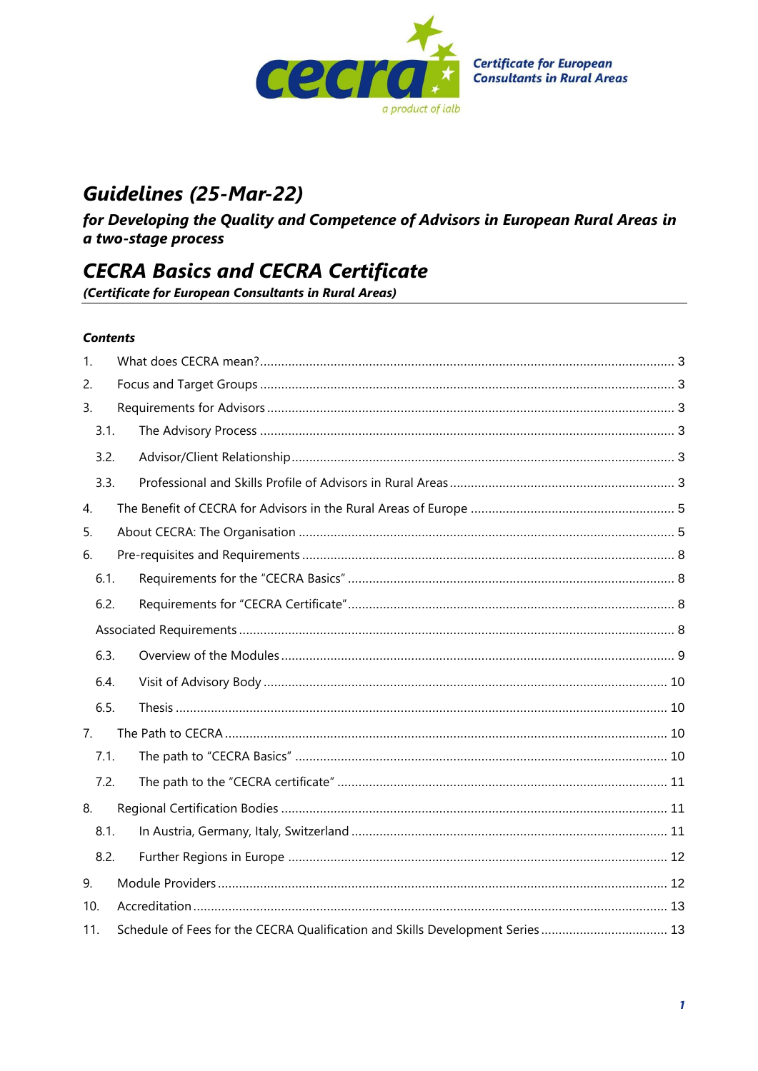Certificate for European Consultants in Rural Areas

*a product of ialb*

# *Guidelines (25-Mar-22)*

***for Developing the Quality and Competence of Advisors in European Rural Areas in a two-stage process***

## *CECRA Basics and CECRA Certificate*

***(Certificate for European Consultants in Rural Areas)***

***Contents***

1. What does CECRA mean? ... 3
2. Focus and Target Groups ... 3
3. Requirements for Advisors ... 3
   - 3.1. The Advisory Process ... 3
   - 3.2. Advisor/Client Relationship ... 3
   - 3.3. Professional and Skills Profile of Advisors in Rural Areas ... 3
4. The Benefit of CECRA for Advisors in the Rural Areas of Europe ... 5
5. About CECRA: The Organisation ... 5
6. Pre-requisites and Requirements ... 8
   - 6.1. Requirements for the "CECRA Basics" ... 8
   - 6.2. Requirements for "CECRA Certificate" ... 8
   - Associated Requirements ... 8
   - 6.3. Overview of the Modules ... 9
   - 6.4. Visit of Advisory Body ... 10
   - 6.5. Thesis ... 10
7. The Path to CECRA ... 10
   - 7.1. The path to "CECRA Basics" ... 10
   - 7.2. The path to the "CECRA certificate" ... 11
8. Regional Certification Bodies ... 11
   - 8.1. In Austria, Germany, Italy, Switzerland ... 11
   - 8.2. Further Regions in Europe ... 12
9. Module Providers ... 12
10. Accreditation ... 13
11. Schedule of Fees for the CECRA Qualification and Skills Development Series ... 13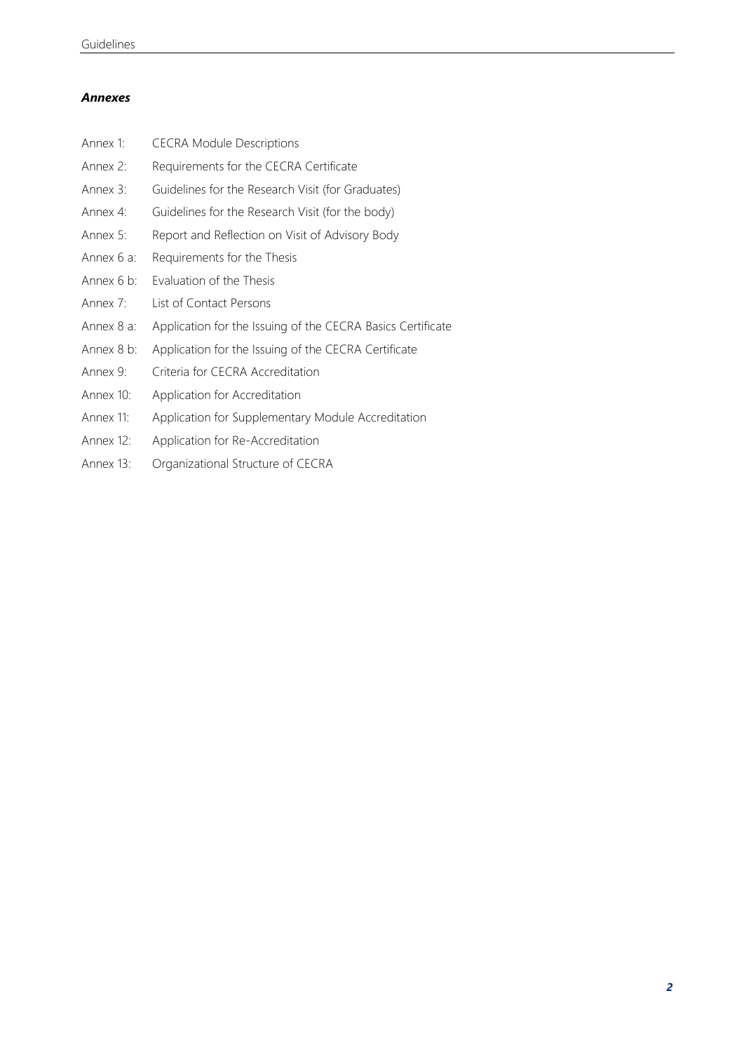***Annexes***

| | |
|---|---|
| Annex 1: | CECRA Module Descriptions |
| Annex 2: | Requirements for the CECRA Certificate |
| Annex 3: | Guidelines for the Research Visit (for Graduates) |
| Annex 4: | Guidelines for the Research Visit (for the body) |
| Annex 5: | Report and Reflection on Visit of Advisory Body |
| Annex 6 a: | Requirements for the Thesis |
| Annex 6 b: | Evaluation of the Thesis |
| Annex 7: | List of Contact Persons |
| Annex 8 a: | Application for the Issuing of the CECRA Basics Certificate |
| Annex 8 b: | Application for the Issuing of the CECRA Certificate |
| Annex 9: | Criteria for CECRA Accreditation |
| Annex 10: | Application for Accreditation |
| Annex 11: | Application for Supplementary Module Accreditation |
| Annex 12: | Application for Re-Accreditation |
| Annex 13: | Organizational Structure of CECRA |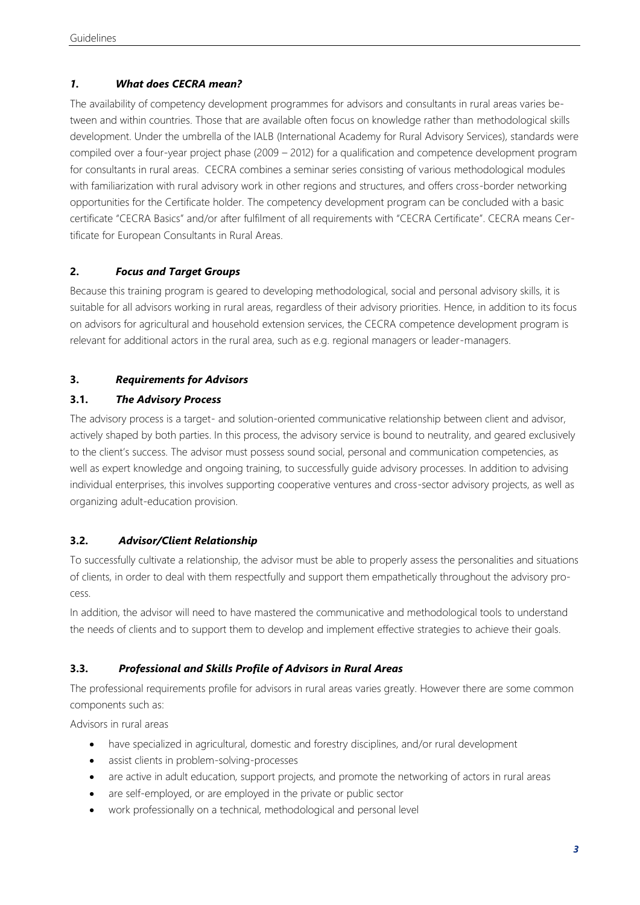## *1. What does CECRA mean?*

The availability of competency development programmes for advisors and consultants in rural areas varies between and within countries. Those that are available often focus on knowledge rather than methodological skills development. Under the umbrella of the IALB (International Academy for Rural Advisory Services), standards were compiled over a four-year project phase (2009 – 2012) for a qualification and competence development program for consultants in rural areas. CECRA combines a seminar series consisting of various methodological modules with familiarization with rural advisory work in other regions and structures, and offers cross-border networking opportunities for the Certificate holder. The competency development program can be concluded with a basic certificate "CECRA Basics" and/or after fulfilment of all requirements with "CECRA Certificate". CECRA means Certificate for European Consultants in Rural Areas.

## **2.** *Focus and Target Groups*

Because this training program is geared to developing methodological, social and personal advisory skills, it is suitable for all advisors working in rural areas, regardless of their advisory priorities. Hence, in addition to its focus on advisors for agricultural and household extension services, the CECRA competence development program is relevant for additional actors in the rural area, such as e.g. regional managers or leader-managers.

## **3.** *Requirements for Advisors*

### **3.1.** *The Advisory Process*

The advisory process is a target- and solution-oriented communicative relationship between client and advisor, actively shaped by both parties. In this process, the advisory service is bound to neutrality, and geared exclusively to the client's success. The advisor must possess sound social, personal and communication competencies, as well as expert knowledge and ongoing training, to successfully guide advisory processes. In addition to advising individual enterprises, this involves supporting cooperative ventures and cross-sector advisory projects, as well as organizing adult-education provision.

### **3.2.** *Advisor/Client Relationship*

To successfully cultivate a relationship, the advisor must be able to properly assess the personalities and situations of clients, in order to deal with them respectfully and support them empathetically throughout the advisory process.

In addition, the advisor will need to have mastered the communicative and methodological tools to understand the needs of clients and to support them to develop and implement effective strategies to achieve their goals.

### **3.3.** *Professional and Skills Profile of Advisors in Rural Areas*

The professional requirements profile for advisors in rural areas varies greatly. However there are some common components such as:

Advisors in rural areas

- have specialized in agricultural, domestic and forestry disciplines, and/or rural development
- assist clients in problem-solving-processes
- are active in adult education, support projects, and promote the networking of actors in rural areas
- are self-employed, or are employed in the private or public sector
- work professionally on a technical, methodological and personal level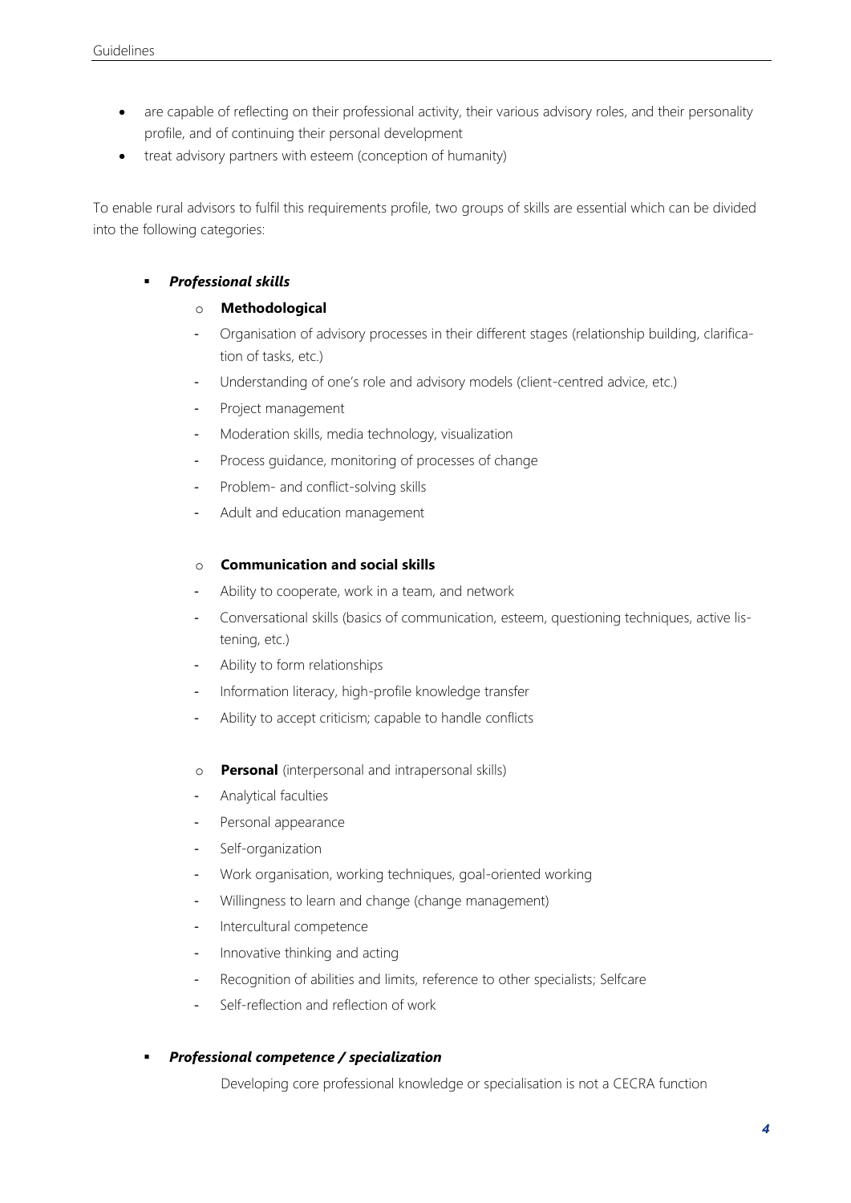- are capable of reflecting on their professional activity, their various advisory roles, and their personality profile, and of continuing their personal development
- treat advisory partners with esteem (conception of humanity)

To enable rural advisors to fulfil this requirements profile, two groups of skills are essential which can be divided into the following categories:

- ***Professional skills***
  - **Methodological**
    - Organisation of advisory processes in their different stages (relationship building, clarification of tasks, etc.)
    - Understanding of one's role and advisory models (client-centred advice, etc.)
    - Project management
    - Moderation skills, media technology, visualization
    - Process guidance, monitoring of processes of change
    - Problem- and conflict-solving skills
    - Adult and education management
  - **Communication and social skills**
    - Ability to cooperate, work in a team, and network
    - Conversational skills (basics of communication, esteem, questioning techniques, active listening, etc.)
    - Ability to form relationships
    - Information literacy, high-profile knowledge transfer
    - Ability to accept criticism; capable to handle conflicts
  - **Personal** (interpersonal and intrapersonal skills)
    - Analytical faculties
    - Personal appearance
    - Self-organization
    - Work organisation, working techniques, goal-oriented working
    - Willingness to learn and change (change management)
    - Intercultural competence
    - Innovative thinking and acting
    - Recognition of abilities and limits, reference to other specialists; Selfcare
    - Self-reflection and reflection of work
- ***Professional competence / specialization***

  Developing core professional knowledge or specialisation is not a CECRA function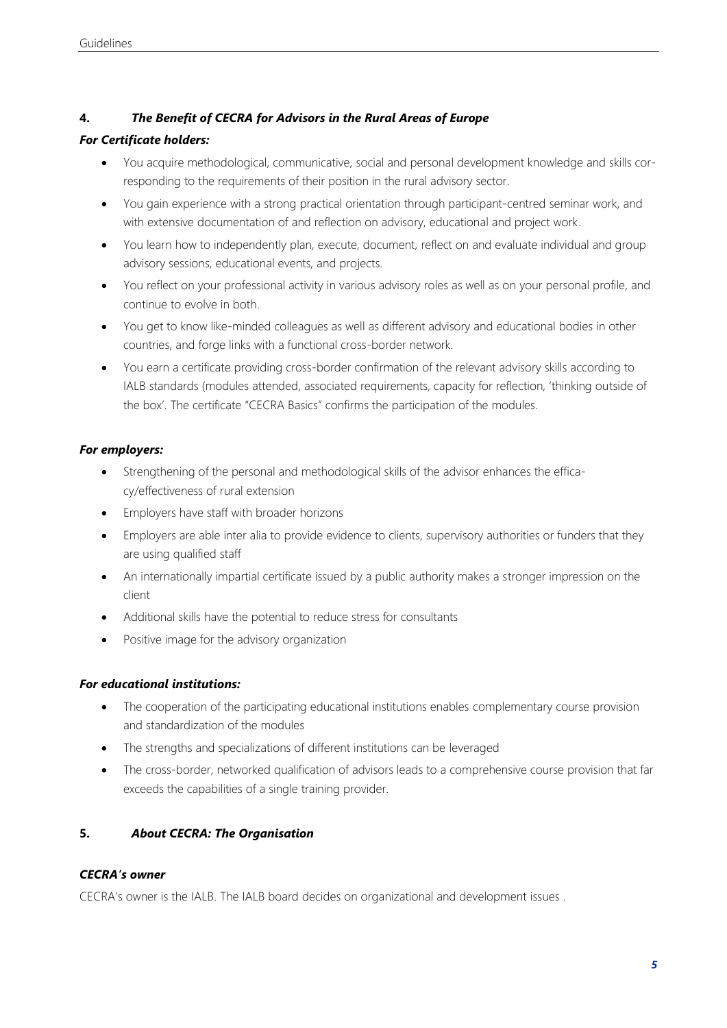## 4. *The Benefit of CECRA for Advisors in the Rural Areas of Europe*

### *For Certificate holders:*

- You acquire methodological, communicative, social and personal development knowledge and skills corresponding to the requirements of their position in the rural advisory sector.
- You gain experience with a strong practical orientation through participant-centred seminar work, and with extensive documentation of and reflection on advisory, educational and project work.
- You learn how to independently plan, execute, document, reflect on and evaluate individual and group advisory sessions, educational events, and projects.
- You reflect on your professional activity in various advisory roles as well as on your personal profile, and continue to evolve in both.
- You get to know like-minded colleagues as well as different advisory and educational bodies in other countries, and forge links with a functional cross-border network.
- You earn a certificate providing cross-border confirmation of the relevant advisory skills according to IALB standards (modules attended, associated requirements, capacity for reflection, 'thinking outside of the box'. The certificate "CECRA Basics" confirms the participation of the modules.

### *For employers:*

- Strengthening of the personal and methodological skills of the advisor enhances the efficacy/effectiveness of rural extension
- Employers have staff with broader horizons
- Employers are able inter alia to provide evidence to clients, supervisory authorities or funders that they are using qualified staff
- An internationally impartial certificate issued by a public authority makes a stronger impression on the client
- Additional skills have the potential to reduce stress for consultants
- Positive image for the advisory organization

### *For educational institutions:*

- The cooperation of the participating educational institutions enables complementary course provision and standardization of the modules
- The strengths and specializations of different institutions can be leveraged
- The cross-border, networked qualification of advisors leads to a comprehensive course provision that far exceeds the capabilities of a single training provider.

## 5. *About CECRA: The Organisation*

### *CECRA's owner*

CECRA's owner is the IALB. The IALB board decides on organizational and development issues .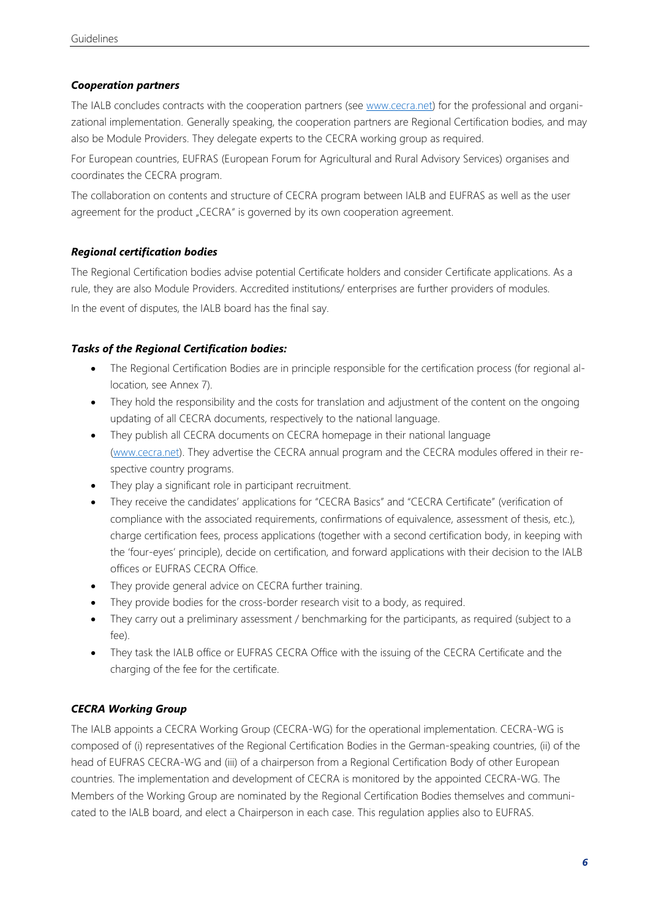### *Cooperation partners*

The IALB concludes contracts with the cooperation partners (see www.cecra.net) for the professional and organizational implementation. Generally speaking, the cooperation partners are Regional Certification bodies, and may also be Module Providers. They delegate experts to the CECRA working group as required.

For European countries, EUFRAS (European Forum for Agricultural and Rural Advisory Services) organises and coordinates the CECRA program.

The collaboration on contents and structure of CECRA program between IALB and EUFRAS as well as the user agreement for the product „CECRA" is governed by its own cooperation agreement.

### *Regional certification bodies*

The Regional Certification bodies advise potential Certificate holders and consider Certificate applications. As a rule, they are also Module Providers. Accredited institutions/ enterprises are further providers of modules.

In the event of disputes, the IALB board has the final say.

### *Tasks of the Regional Certification bodies:*

- The Regional Certification Bodies are in principle responsible for the certification process (for regional allocation, see Annex 7).
- They hold the responsibility and the costs for translation and adjustment of the content on the ongoing updating of all CECRA documents, respectively to the national language.
- They publish all CECRA documents on CECRA homepage in their national language (www.cecra.net). They advertise the CECRA annual program and the CECRA modules offered in their respective country programs.
- They play a significant role in participant recruitment.
- They receive the candidates' applications for "CECRA Basics" and "CECRA Certificate" (verification of compliance with the associated requirements, confirmations of equivalence, assessment of thesis, etc.), charge certification fees, process applications (together with a second certification body, in keeping with the 'four-eyes' principle), decide on certification, and forward applications with their decision to the IALB offices or EUFRAS CECRA Office.
- They provide general advice on CECRA further training.
- They provide bodies for the cross-border research visit to a body, as required.
- They carry out a preliminary assessment / benchmarking for the participants, as required (subject to a fee).
- They task the IALB office or EUFRAS CECRA Office with the issuing of the CECRA Certificate and the charging of the fee for the certificate.

### *CECRA Working Group*

The IALB appoints a CECRA Working Group (CECRA-WG) for the operational implementation. CECRA-WG is composed of (i) representatives of the Regional Certification Bodies in the German-speaking countries, (ii) of the head of EUFRAS CECRA-WG and (iii) of a chairperson from a Regional Certification Body of other European countries. The implementation and development of CECRA is monitored by the appointed CECRA-WG. The Members of the Working Group are nominated by the Regional Certification Bodies themselves and communicated to the IALB board, and elect a Chairperson in each case. This regulation applies also to EUFRAS.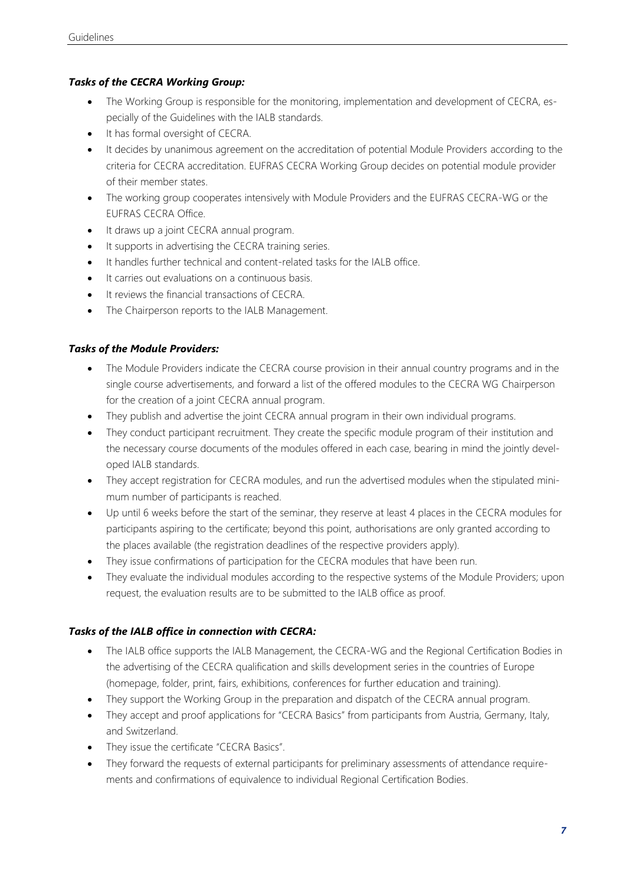***Tasks of the CECRA Working Group:***

- The Working Group is responsible for the monitoring, implementation and development of CECRA, especially of the Guidelines with the IALB standards.
- It has formal oversight of CECRA.
- It decides by unanimous agreement on the accreditation of potential Module Providers according to the criteria for CECRA accreditation. EUFRAS CECRA Working Group decides on potential module provider of their member states.
- The working group cooperates intensively with Module Providers and the EUFRAS CECRA-WG or the EUFRAS CECRA Office.
- It draws up a joint CECRA annual program.
- It supports in advertising the CECRA training series.
- It handles further technical and content-related tasks for the IALB office.
- It carries out evaluations on a continuous basis.
- It reviews the financial transactions of CECRA.
- The Chairperson reports to the IALB Management.

***Tasks of the Module Providers:***

- The Module Providers indicate the CECRA course provision in their annual country programs and in the single course advertisements, and forward a list of the offered modules to the CECRA WG Chairperson for the creation of a joint CECRA annual program.
- They publish and advertise the joint CECRA annual program in their own individual programs.
- They conduct participant recruitment. They create the specific module program of their institution and the necessary course documents of the modules offered in each case, bearing in mind the jointly developed IALB standards.
- They accept registration for CECRA modules, and run the advertised modules when the stipulated minimum number of participants is reached.
- Up until 6 weeks before the start of the seminar, they reserve at least 4 places in the CECRA modules for participants aspiring to the certificate; beyond this point, authorisations are only granted according to the places available (the registration deadlines of the respective providers apply).
- They issue confirmations of participation for the CECRA modules that have been run.
- They evaluate the individual modules according to the respective systems of the Module Providers; upon request, the evaluation results are to be submitted to the IALB office as proof.

***Tasks of the IALB office in connection with CECRA:***

- The IALB office supports the IALB Management, the CECRA-WG and the Regional Certification Bodies in the advertising of the CECRA qualification and skills development series in the countries of Europe (homepage, folder, print, fairs, exhibitions, conferences for further education and training).
- They support the Working Group in the preparation and dispatch of the CECRA annual program.
- They accept and proof applications for "CECRA Basics" from participants from Austria, Germany, Italy, and Switzerland.
- They issue the certificate "CECRA Basics".
- They forward the requests of external participants for preliminary assessments of attendance requirements and confirmations of equivalence to individual Regional Certification Bodies.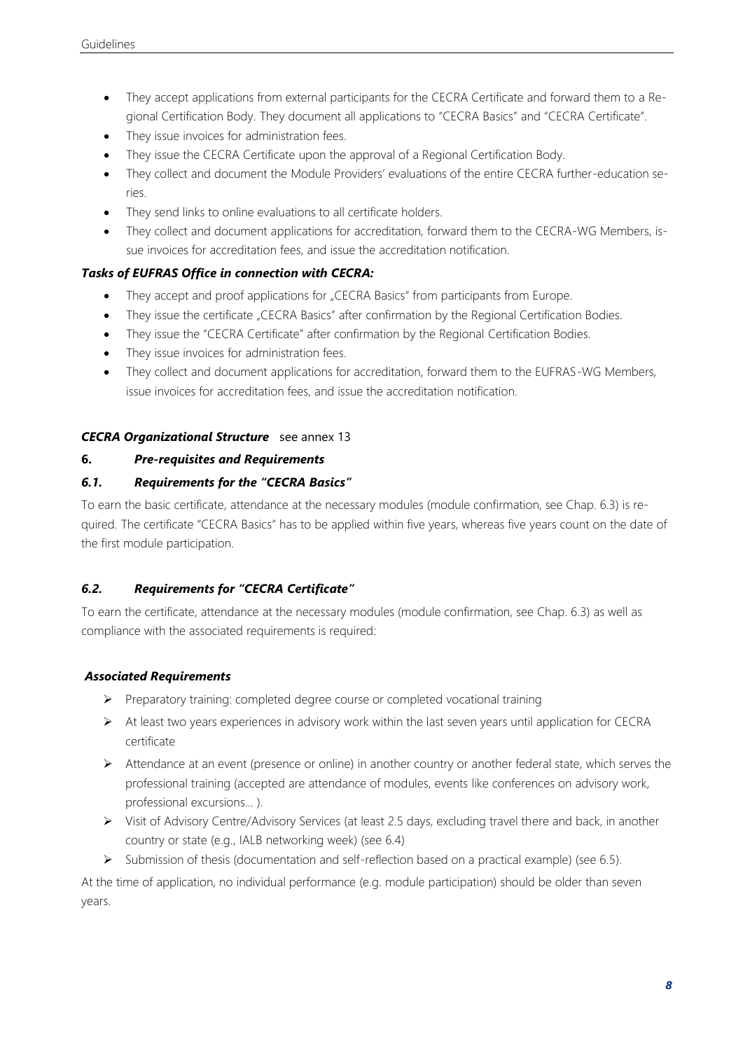- They accept applications from external participants for the CECRA Certificate and forward them to a Regional Certification Body. They document all applications to "CECRA Basics" and "CECRA Certificate".
- They issue invoices for administration fees.
- They issue the CECRA Certificate upon the approval of a Regional Certification Body.
- They collect and document the Module Providers' evaluations of the entire CECRA further-education series.
- They send links to online evaluations to all certificate holders.
- They collect and document applications for accreditation, forward them to the CECRA-WG Members, issue invoices for accreditation fees, and issue the accreditation notification.

***Tasks of EUFRAS Office in connection with CECRA:***

- They accept and proof applications for „CECRA Basics" from participants from Europe.
- They issue the certificate „CECRA Basics" after confirmation by the Regional Certification Bodies.
- They issue the "CECRA Certificate" after confirmation by the Regional Certification Bodies.
- They issue invoices for administration fees.
- They collect and document applications for accreditation, forward them to the EUFRAS-WG Members, issue invoices for accreditation fees, and issue the accreditation notification.

***CECRA Organizational Structure*** see annex 13

## 6. *Pre-requisites and Requirements*

### *6.1. Requirements for the "CECRA Basics"*

To earn the basic certificate, attendance at the necessary modules (module confirmation, see Chap. 6.3) is required. The certificate "CECRA Basics" has to be applied within five years, whereas five years count on the date of the first module participation.

### *6.2. Requirements for "CECRA Certificate"*

To earn the certificate, attendance at the necessary modules (module confirmation, see Chap. 6.3) as well as compliance with the associated requirements is required:

***Associated Requirements***

- Preparatory training: completed degree course or completed vocational training
- At least two years experiences in advisory work within the last seven years until application for CECRA certificate
- Attendance at an event (presence or online) in another country or another federal state, which serves the professional training (accepted are attendance of modules, events like conferences on advisory work, professional excursions… ).
- Visit of Advisory Centre/Advisory Services (at least 2.5 days, excluding travel there and back, in another country or state (e.g., IALB networking week) (see 6.4)
- Submission of thesis (documentation and self-reflection based on a practical example) (see 6.5).

At the time of application, no individual performance (e.g. module participation) should be older than seven years.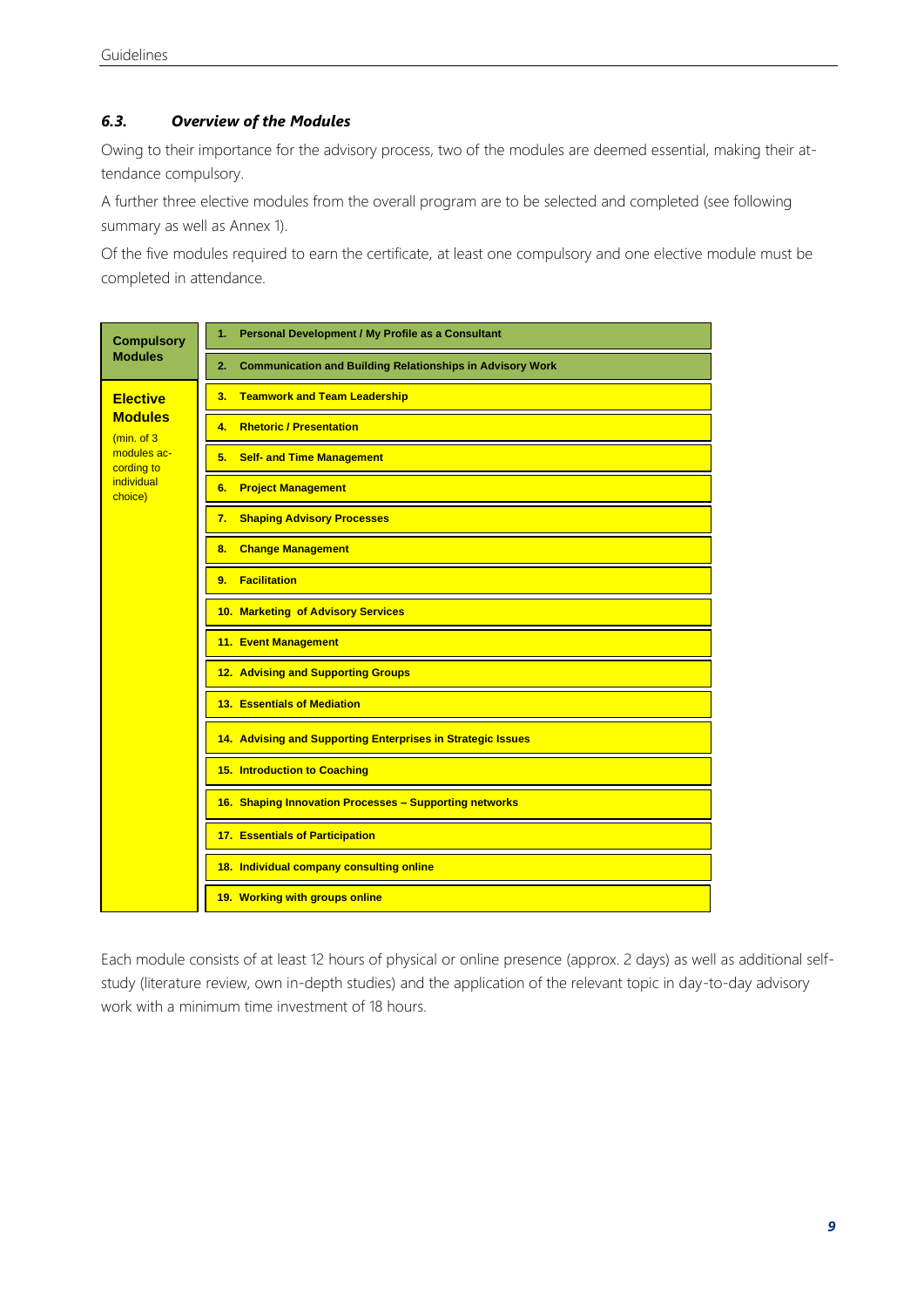### 6.3. *Overview of the Modules*

Owing to their importance for the advisory process, two of the modules are deemed essential, making their attendance compulsory.

A further three elective modules from the overall program are to be selected and completed (see following summary as well as Annex 1).

Of the five modules required to earn the certificate, at least one compulsory and one elective module must be completed in attendance.

| Category | Module |
|---|---|
| **Compulsory Modules** | **1. Personal Development / My Profile as a Consultant** |
| | **2. Communication and Building Relationships in Advisory Work** |
| **Elective Modules** (min. of 3 modules according to individual choice) | **3. Teamwork and Team Leadership** |
| | **4. Rhetoric / Presentation** |
| | **5. Self- and Time Management** |
| | **6. Project Management** |
| | **7. Shaping Advisory Processes** |
| | **8. Change Management** |
| | **9. Facilitation** |
| | **10. Marketing of Advisory Services** |
| | **11. Event Management** |
| | **12. Advising and Supporting Groups** |
| | **13. Essentials of Mediation** |
| | **14. Advising and Supporting Enterprises in Strategic Issues** |
| | **15. Introduction to Coaching** |
| | **16. Shaping Innovation Processes – Supporting networks** |
| | **17. Essentials of Participation** |
| | **18. Individual company consulting online** |
| | **19. Working with groups online** |

Each module consists of at least 12 hours of physical or online presence (approx. 2 days) as well as additional self-study (literature review, own in-depth studies) and the application of the relevant topic in day-to-day advisory work with a minimum time investment of 18 hours.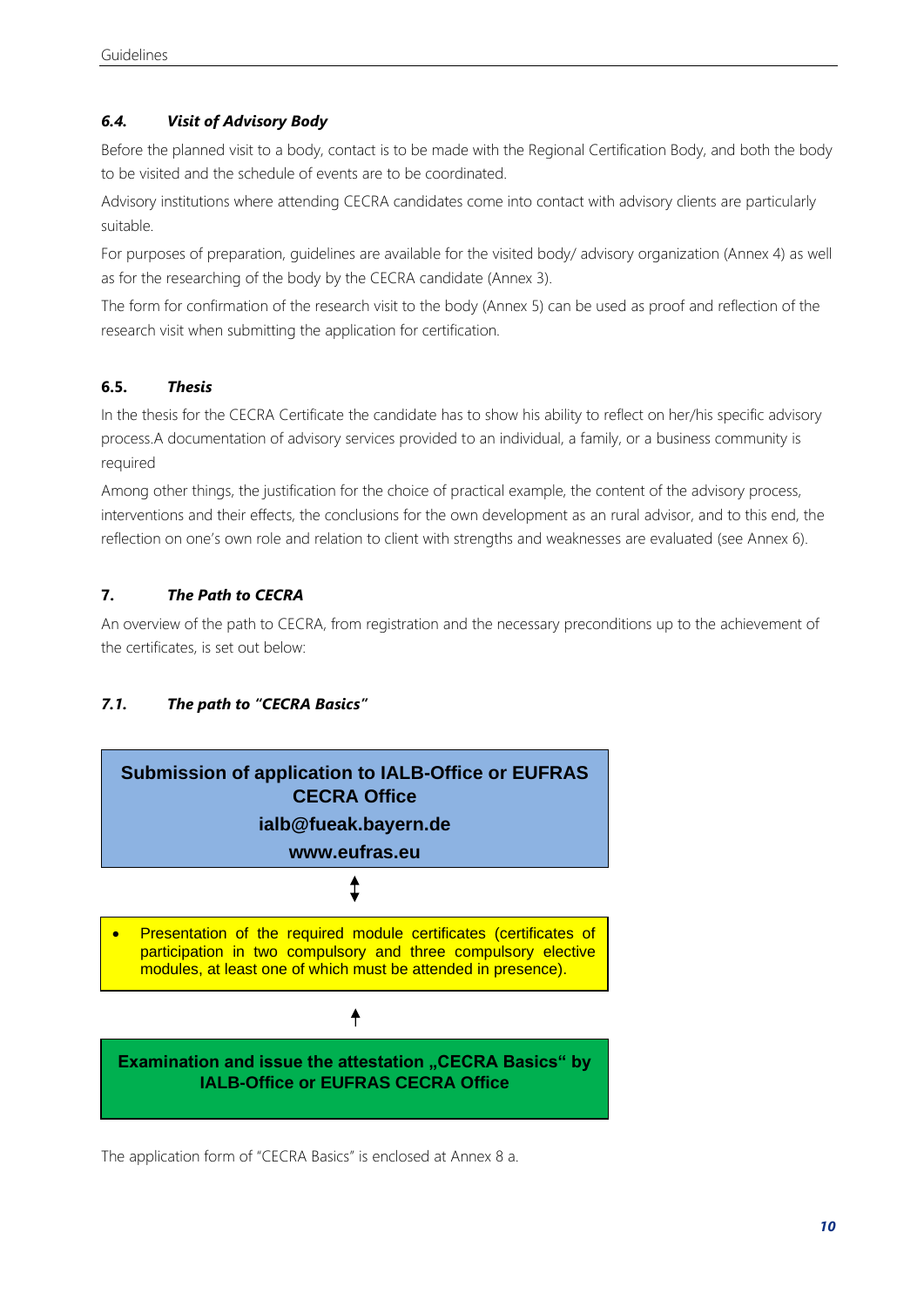### *6.4. Visit of Advisory Body*

Before the planned visit to a body, contact is to be made with the Regional Certification Body, and both the body to be visited and the schedule of events are to be coordinated.

Advisory institutions where attending CECRA candidates come into contact with advisory clients are particularly suitable.

For purposes of preparation, guidelines are available for the visited body/ advisory organization (Annex 4) as well as for the researching of the body by the CECRA candidate (Annex 3).

The form for confirmation of the research visit to the body (Annex 5) can be used as proof and reflection of the research visit when submitting the application for certification.

### 6.5. *Thesis*

In the thesis for the CECRA Certificate the candidate has to show his ability to reflect on her/his specific advisory process.A documentation of advisory services provided to an individual, a family, or a business community is required

Among other things, the justification for the choice of practical example, the content of the advisory process, interventions and their effects, the conclusions for the own development as an rural advisor, and to this end, the reflection on one's own role and relation to client with strengths and weaknesses are evaluated (see Annex 6).

## 7. *The Path to CECRA*

An overview of the path to CECRA, from registration and the necessary preconditions up to the achievement of the certificates, is set out below:

### *7.1. The path to "CECRA Basics"*

**Submission of application to IALB-Office or EUFRAS CECRA Office**

**ialb@fueak.bayern.de**

**www.eufras.eu**

↕

- Presentation of the required module certificates (certificates of participation in two compulsory and three compulsory elective modules, at least one of which must be attended in presence).

↑

**Examination and issue the attestation „CECRA Basics" by IALB-Office or EUFRAS CECRA Office**

The application form of "CECRA Basics" is enclosed at Annex 8 a.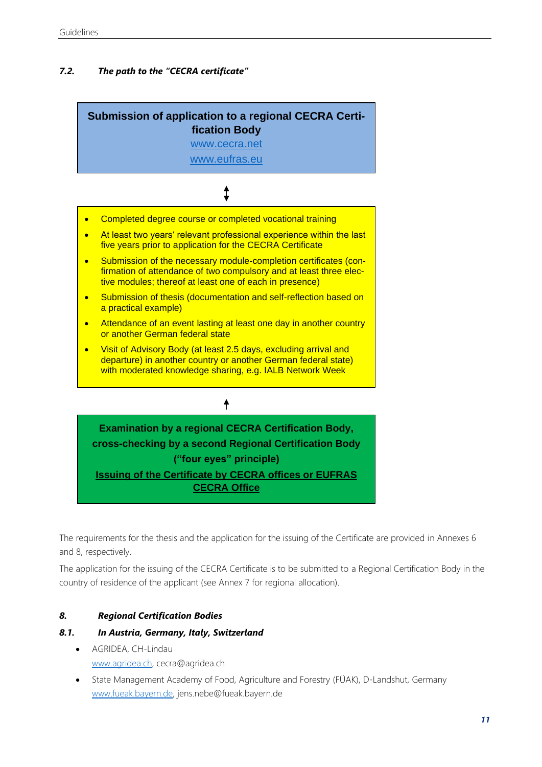### 7.2. *The path to the "CECRA certificate"*

**Submission of application to a regional CECRA Certification Body**
www.cecra.net
www.eufras.eu

↕

- Completed degree course or completed vocational training
- At least two years' relevant professional experience within the last five years prior to application for the CECRA Certificate
- Submission of the necessary module-completion certificates (confirmation of attendance of two compulsory and at least three elective modules; thereof at least one of each in presence)
- Submission of thesis (documentation and self-reflection based on a practical example)
- Attendance of an event lasting at least one day in another country or another German federal state
- Visit of Advisory Body (at least 2.5 days, excluding arrival and departure) in another country or another German federal state) with moderated knowledge sharing, e.g. IALB Network Week

↑

**Examination by a regional CECRA Certification Body, cross-checking by a second Regional Certification Body ("four eyes" principle)**
**Issuing of the Certificate by CECRA offices or EUFRAS CECRA Office**

The requirements for the thesis and the application for the issuing of the Certificate are provided in Annexes 6 and 8, respectively.

The application for the issuing of the CECRA Certificate is to be submitted to a Regional Certification Body in the country of residence of the applicant (see Annex 7 for regional allocation).

## 8. *Regional Certification Bodies*

### 8.1. *In Austria, Germany, Italy, Switzerland*

- AGRIDEA, CH-Lindau
  www.agridea.ch, cecra@agridea.ch
- State Management Academy of Food, Agriculture and Forestry (FÜAK), D-Landshut, Germany
  www.fueak.bayern.de, jens.nebe@fueak.bayern.de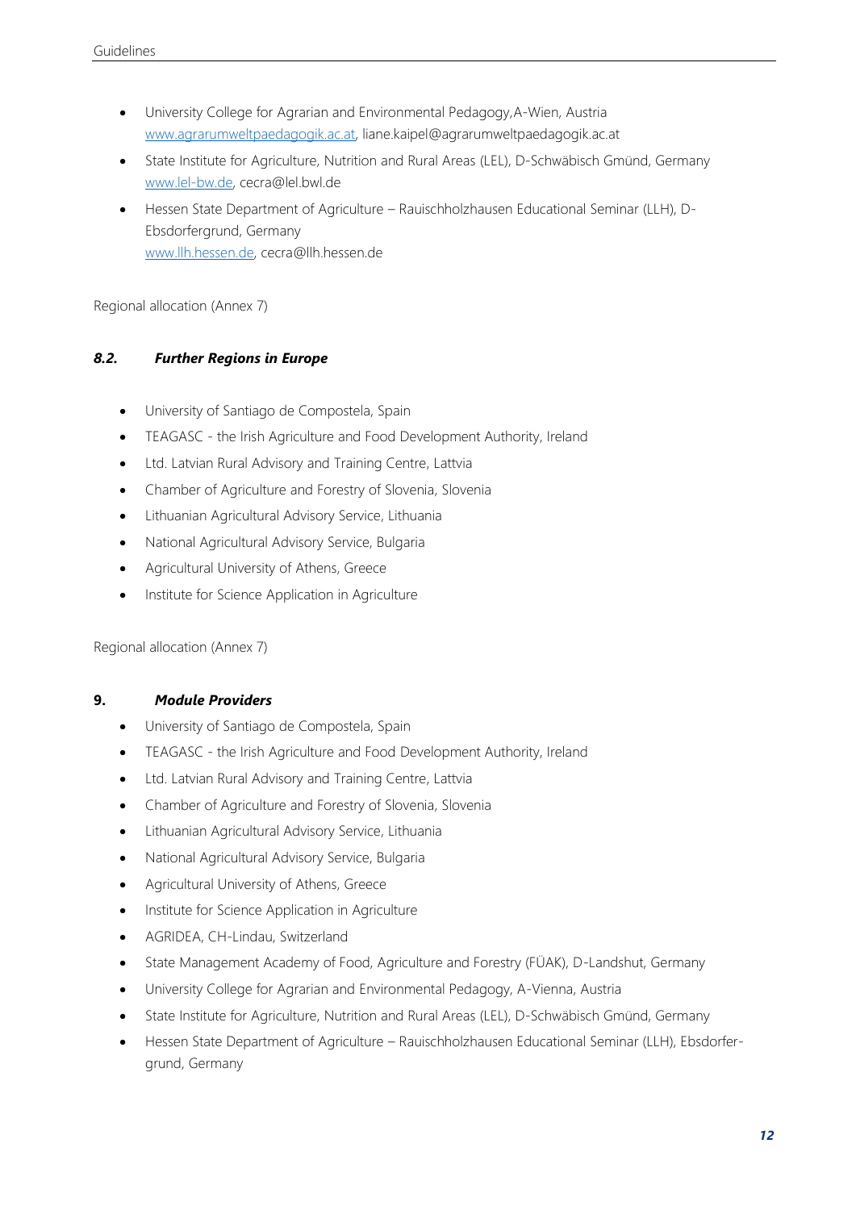- University College for Agrarian and Environmental Pedagogy,A-Wien, Austria
  www.agrarumweltpaedagogik.ac.at, liane.kaipel@agrarumweltpaedagogik.ac.at
- State Institute for Agriculture, Nutrition and Rural Areas (LEL), D-Schwäbisch Gmünd, Germany
  www.lel-bw.de, cecra@lel.bwl.de
- Hessen State Department of Agriculture – Rauischholzhausen Educational Seminar (LLH), D-Ebsdorfergrund, Germany
  www.llh.hessen.de, cecra@llh.hessen.de

Regional allocation (Annex 7)

### *8.2. Further Regions in Europe*

- University of Santiago de Compostela, Spain
- TEAGASC - the Irish Agriculture and Food Development Authority, Ireland
- Ltd. Latvian Rural Advisory and Training Centre, Lattvia
- Chamber of Agriculture and Forestry of Slovenia, Slovenia
- Lithuanian Agricultural Advisory Service, Lithuania
- National Agricultural Advisory Service, Bulgaria
- Agricultural University of Athens, Greece
- Institute for Science Application in Agriculture

Regional allocation (Annex 7)

## 9. *Module Providers*

- University of Santiago de Compostela, Spain
- TEAGASC - the Irish Agriculture and Food Development Authority, Ireland
- Ltd. Latvian Rural Advisory and Training Centre, Lattvia
- Chamber of Agriculture and Forestry of Slovenia, Slovenia
- Lithuanian Agricultural Advisory Service, Lithuania
- National Agricultural Advisory Service, Bulgaria
- Agricultural University of Athens, Greece
- Institute for Science Application in Agriculture
- AGRIDEA, CH-Lindau, Switzerland
- State Management Academy of Food, Agriculture and Forestry (FÜAK), D-Landshut, Germany
- University College for Agrarian and Environmental Pedagogy, A-Vienna, Austria
- State Institute for Agriculture, Nutrition and Rural Areas (LEL), D-Schwäbisch Gmünd, Germany
- Hessen State Department of Agriculture – Rauischholzhausen Educational Seminar (LLH), Ebsdorfergrund, Germany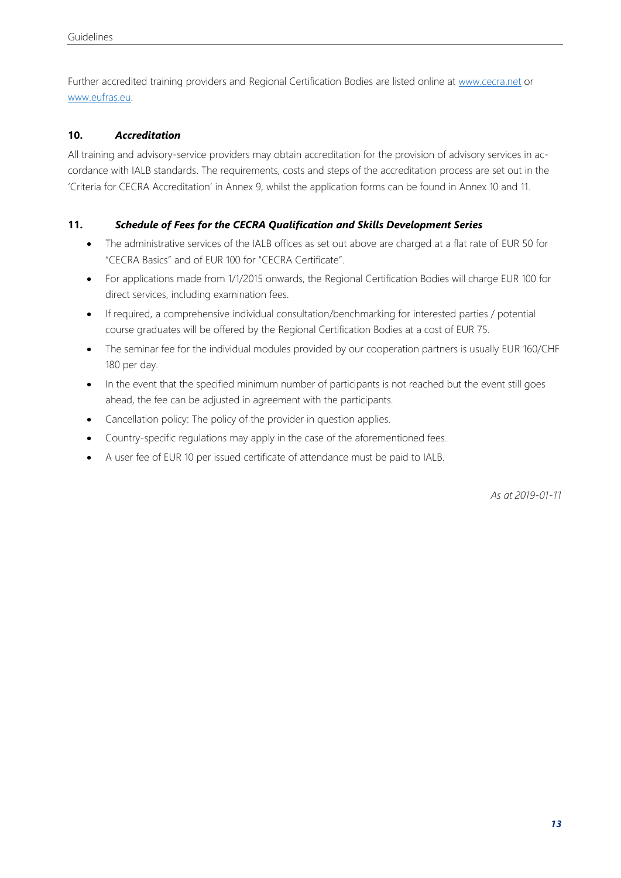Further accredited training providers and Regional Certification Bodies are listed online at [www.cecra.net](http://www.cecra.net) or [www.eufras.eu](http://www.eufras.eu).

## 10. *Accreditation*

All training and advisory-service providers may obtain accreditation for the provision of advisory services in accordance with IALB standards. The requirements, costs and steps of the accreditation process are set out in the 'Criteria for CECRA Accreditation' in Annex 9, whilst the application forms can be found in Annex 10 and 11.

## 11. *Schedule of Fees for the CECRA Qualification and Skills Development Series*

- The administrative services of the IALB offices as set out above are charged at a flat rate of EUR 50 for "CECRA Basics" and of EUR 100 for "CECRA Certificate".
- For applications made from 1/1/2015 onwards, the Regional Certification Bodies will charge EUR 100 for direct services, including examination fees.
- If required, a comprehensive individual consultation/benchmarking for interested parties / potential course graduates will be offered by the Regional Certification Bodies at a cost of EUR 75.
- The seminar fee for the individual modules provided by our cooperation partners is usually EUR 160/CHF 180 per day.
- In the event that the specified minimum number of participants is not reached but the event still goes ahead, the fee can be adjusted in agreement with the participants.
- Cancellation policy: The policy of the provider in question applies.
- Country-specific regulations may apply in the case of the aforementioned fees.
- A user fee of EUR 10 per issued certificate of attendance must be paid to IALB.

*As at 2019-01-11*